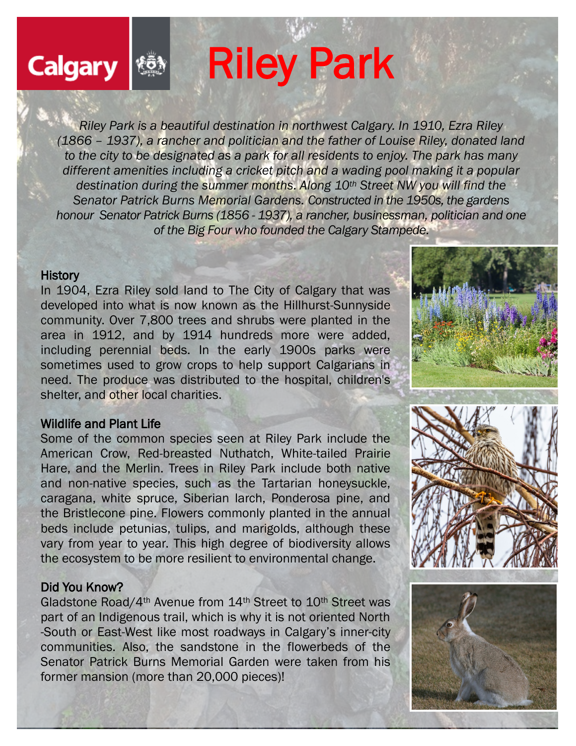Calgary

# Riley Park

*Riley Park is a beautiful destination in northwest Calgary. In 1910, Ezra Riley (1866 – 1937), a rancher and politician and the father of Louise Riley, donated land to the city to be designated as a park for all residents to enjoy. The park has many different amenities including a cricket pitch and a wading pool making it a popular destination during the summer months. Along 10th Street NW you will find the Senator Patrick Burns Memorial Gardens. Constructed in the 1950s, the gardens honour Senator Patrick Burns (1856 - 1937), a rancher, businessman, politician and one of the Big Four who founded the Calgary Stampede.*

## History

In 1904, Ezra Riley sold land to The City of Calgary that was developed into what is now known as the Hillhurst-Sunnyside community. Over 7,800 trees and shrubs were planted in the area in 1912, and by 1914 hundreds more were added, including perennial beds. In the early 1900s parks were sometimes used to grow crops to help support Calgarians in need. The produce was distributed to the hospital, children's shelter, and other local charities.

## Wildlife and Plant Life

Some of the common species seen at Riley Park include the American Crow, Red-breasted Nuthatch, White-tailed Prairie Hare, and the Merlin. Trees in Riley Park include both native and non-native species, such as the Tartarian honeysuckle, caragana, white spruce, Siberian larch, Ponderosa pine, and the Bristlecone pine. Flowers commonly planted in the annual beds include petunias, tulips, and marigolds, although these vary from year to year. This high degree of biodiversity allows the ecosystem to be more resilient to environmental change.

## Did You Know?

Gladstone Road/4th Avenue from 14th Street to 10th Street was part of an Indigenous trail, which is why it is not oriented North-South or East-West like most roadways in Calgary's inner-city communities. Also, the sandstone in the flowerbeds of the Senator Patrick Burns Memorial Garden were taken from his former mansion (more than 20,000 pieces)!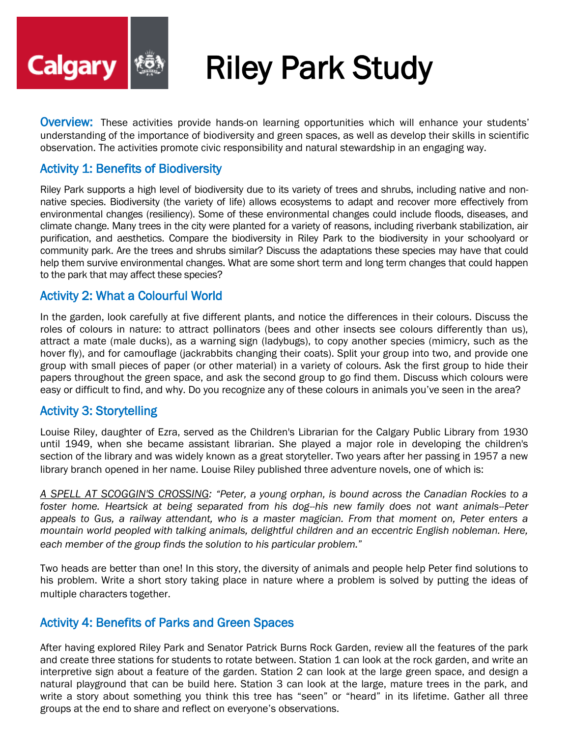# Riley Park Study

**Overview:** These activities provide hands-on learning opportunities which will enhance your students' understanding of the importance of biodiversity and green spaces, as well as develop their skills in scientific observation. The activities promote civic responsibility and natural stewardship in an engaging way.

## Activity 1: Benefits of Biodiversity

Riley Park supports a high level of biodiversity due to its variety of trees and shrubs, including native and non-native species. Biodiversity (the variety of life) allows ecosystems to adapt and recover more effectively from environmental changes (resiliency). Some of these environmental changes could include floods, diseases, and climate change. Many trees in the city were planted for a variety of reasons, including riverbank stabilization, air purification, and aesthetics. Compare the biodiversity in Riley Park to the biodiversity in your schoolyard or community park. Are the trees and shrubs similar? Discuss the adaptations these species may have that could help them survive environmental changes. What are some short term and long term changes that could happen to the park that may affect these species?

## Activity 2: What a Colourful World

In the garden, look carefully at five different plants, and notice the differences in their colours. Discuss the roles of colours in nature: to attract pollinators (bees and other insects see colours differently than us), attract a mate (male ducks), as a warning sign (ladybugs), to copy another species (mimicry, such as the hover fly), and for camouflage (jackrabbits changing their coats). Split your group into two, and provide one group with small pieces of paper (or other material) in a variety of colours. Ask the first group to hide their papers throughout the green space, and ask the second group to go find them. Discuss which colours were easy or difficult to find, and why. Do you recognize any of these colours in animals you've seen in the area?

## Activity 3: Storytelling

Louise Riley, daughter of Ezra, served as the Children's Librarian for the Calgary Public Library from 1930 until 1949, when she became assistant librarian. She played a major role in developing the children's section of the library and was widely known as a great storyteller. Two years after her passing in 1957 a new library branch opened in her name. Louise Riley published three adventure novels, one of which is:

<u>A SPELL AT SCOGGIN'S CROSSING</u>: *"Peter, a young orphan, is bound across the Canadian Rockies to a foster home. Heartsick at being separated from his dog--his new family does not want animals--Peter appeals to Gus, a railway attendant, who is a master magician. From that moment on, Peter enters a mountain world peopled with talking animals, delightful children and an eccentric English nobleman. Here, each member of the group finds the solution to his particular problem."*

Two heads are better than one! In this story, the diversity of animals and people help Peter find solutions to his problem. Write a short story taking place in nature where a problem is solved by putting the ideas of multiple characters together.

## Activity 4: Benefits of Parks and Green Spaces

After having explored Riley Park and Senator Patrick Burns Rock Garden, review all the features of the park and create three stations for students to rotate between. Station 1 can look at the rock garden, and write an interpretive sign about a feature of the garden. Station 2 can look at the large green space, and design a natural playground that can be build here. Station 3 can look at the large, mature trees in the park, and write a story about something you think this tree has "seen" or "heard" in its lifetime. Gather all three groups at the end to share and reflect on everyone's observations.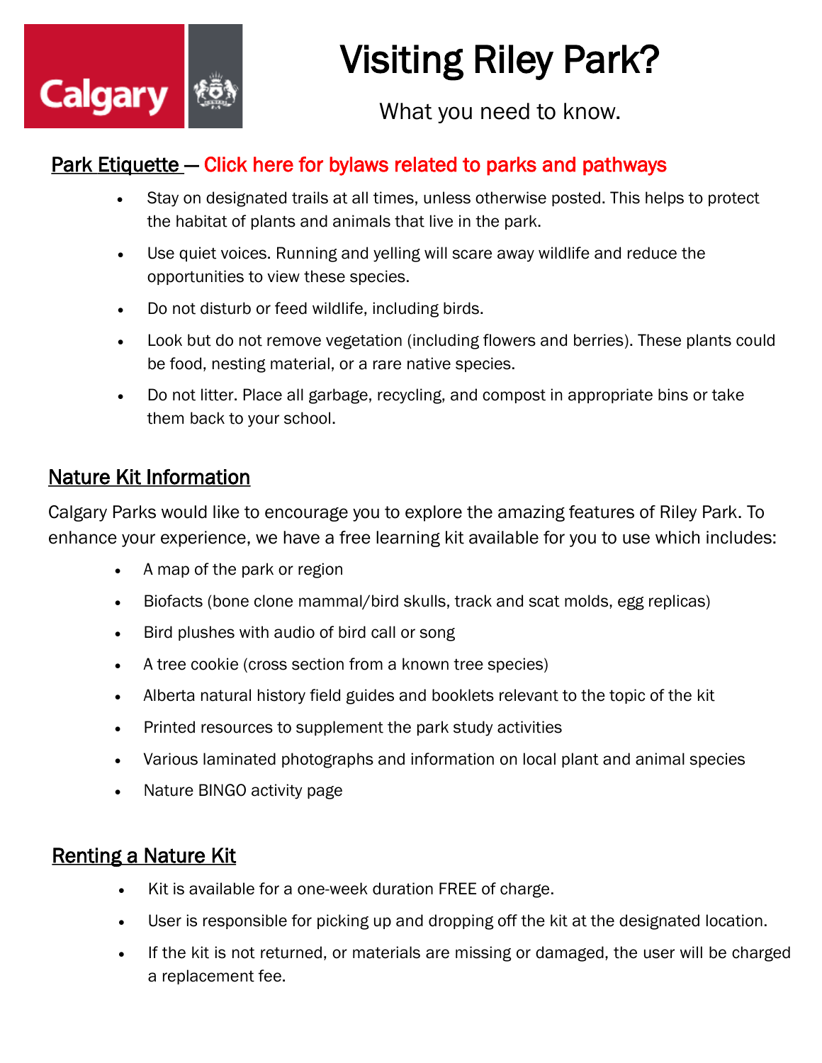# Visiting Riley Park?

What you need to know.

## Park Etiquette — Click here for bylaws related to parks and pathways

- Stay on designated trails at all times, unless otherwise posted. This helps to protect the habitat of plants and animals that live in the park.
- Use quiet voices. Running and yelling will scare away wildlife and reduce the opportunities to view these species.
- Do not disturb or feed wildlife, including birds.
- Look but do not remove vegetation (including flowers and berries). These plants could be food, nesting material, or a rare native species.
- Do not litter. Place all garbage, recycling, and compost in appropriate bins or take them back to your school.

## Nature Kit Information

Calgary Parks would like to encourage you to explore the amazing features of Riley Park. To enhance your experience, we have a free learning kit available for you to use which includes:

- A map of the park or region
- Biofacts (bone clone mammal/bird skulls, track and scat molds, egg replicas)
- Bird plushes with audio of bird call or song
- A tree cookie (cross section from a known tree species)
- Alberta natural history field guides and booklets relevant to the topic of the kit
- Printed resources to supplement the park study activities
- Various laminated photographs and information on local plant and animal species
- Nature BINGO activity page

## Renting a Nature Kit

- Kit is available for a one-week duration FREE of charge.
- User is responsible for picking up and dropping off the kit at the designated location.
- If the kit is not returned, or materials are missing or damaged, the user will be charged a replacement fee.